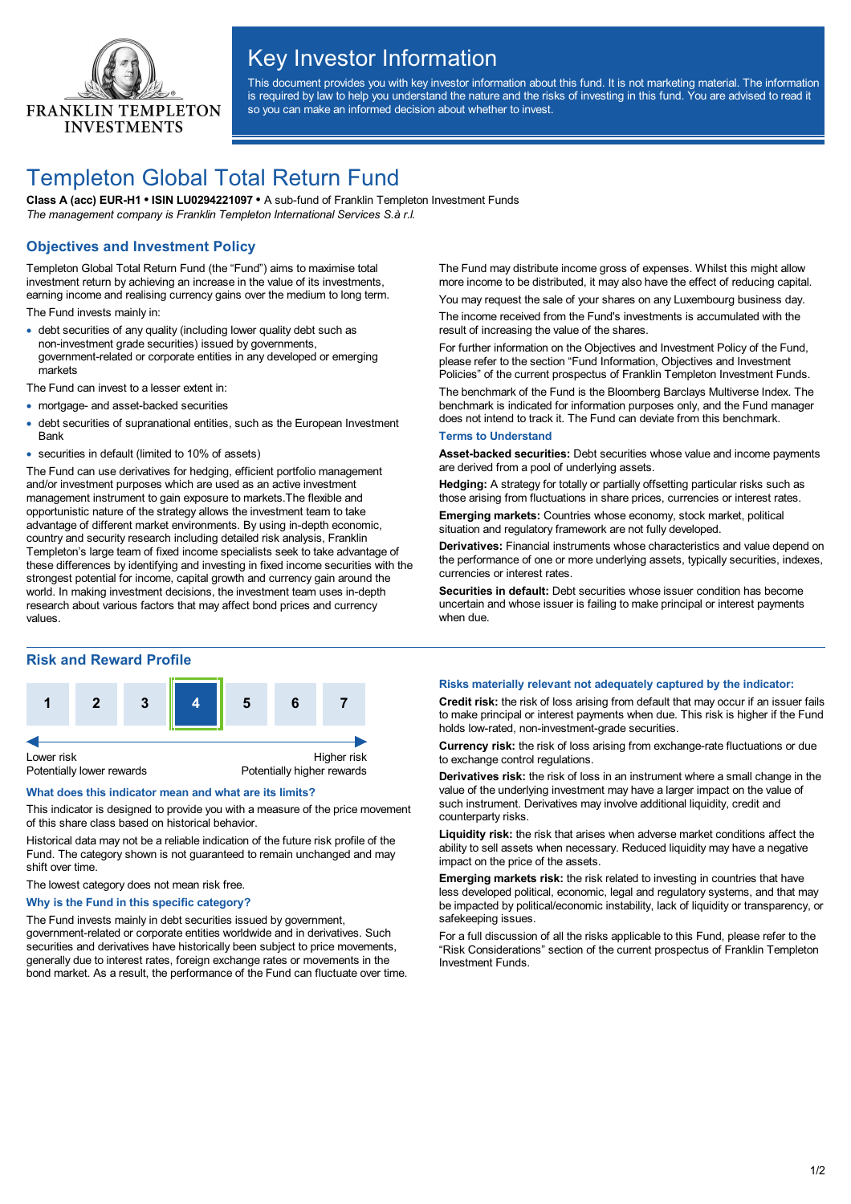# Key Investor Information

This document provides you with key investor information about this fund. It is not marketing material. The information is required by law to help you understand the nature and the risks of investing in this fund. You are advised to read it so you can make an informed decision about whether to invest.

# Templeton Global Total Return Fund

**Class A (acc) EUR-H1 • ISIN LU0294221097 •** A sub-fund of Franklin Templeton Investment Funds

*The management company is Franklin Templeton International Services S.à r.l.*

## Objectives and Investment Policy

Templeton Global Total Return Fund (the "Fund") aims to maximise total investment return by achieving an increase in the value of its investments, earning income and realising currency gains over the medium to long term.

The Fund invests mainly in:

- debt securities of any quality (including lower quality debt such as non-investment grade securities) issued by governments, government-related or corporate entities in any developed or emerging markets

The Fund can invest to a lesser extent in:

- mortgage- and asset-backed securities
- debt securities of supranational entities, such as the European Investment Bank
- securities in default (limited to 10% of assets)

The Fund can use derivatives for hedging, efficient portfolio management and/or investment purposes which are used as an active investment management instrument to gain exposure to markets.The flexible and opportunistic nature of the strategy allows the investment team to take advantage of different market environments. By using in-depth economic, country and security research including detailed risk analysis, Franklin Templeton's large team of fixed income specialists seek to take advantage of these differences by identifying and investing in fixed income securities with the strongest potential for income, capital growth and currency gain around the world. In making investment decisions, the investment team uses in-depth research about various factors that may affect bond prices and currency values.

The Fund may distribute income gross of expenses. Whilst this might allow more income to be distributed, it may also have the effect of reducing capital.

You may request the sale of your shares on any Luxembourg business day.

The income received from the Fund's investments is accumulated with the result of increasing the value of the shares.

For further information on the Objectives and Investment Policy of the Fund, please refer to the section "Fund Information, Objectives and Investment Policies" of the current prospectus of Franklin Templeton Investment Funds.

The benchmark of the Fund is the Bloomberg Barclays Multiverse Index. The benchmark is indicated for information purposes only, and the Fund manager does not intend to track it. The Fund can deviate from this benchmark.

### Terms to Understand

**Asset-backed securities:** Debt securities whose value and income payments are derived from a pool of underlying assets.

**Hedging:** A strategy for totally or partially offsetting particular risks such as those arising from fluctuations in share prices, currencies or interest rates.

**Emerging markets:** Countries whose economy, stock market, political situation and regulatory framework are not fully developed.

**Derivatives:** Financial instruments whose characteristics and value depend on the performance of one or more underlying assets, typically securities, indexes, currencies or interest rates.

**Securities in default:** Debt securities whose issuer condition has become uncertain and whose issuer is failing to make principal or interest payments when due.

## Risk and Reward Profile

| 1 | 2 | 3 | **4** | 5 | 6 | 7 |
|---|---|---|---|---|---|---|

Lower risk — Potentially lower rewards / Higher risk — Potentially higher rewards

### What does this indicator mean and what are its limits?

This indicator is designed to provide you with a measure of the price movement of this share class based on historical behavior.

Historical data may not be a reliable indication of the future risk profile of the Fund. The category shown is not guaranteed to remain unchanged and may shift over time.

The lowest category does not mean risk free.

### Why is the Fund in this specific category?

The Fund invests mainly in debt securities issued by government, government-related or corporate entities worldwide and in derivatives. Such securities and derivatives have historically been subject to price movements, generally due to interest rates, foreign exchange rates or movements in the bond market. As a result, the performance of the Fund can fluctuate over time.

### Risks materially relevant not adequately captured by the indicator:

**Credit risk:** the risk of loss arising from default that may occur if an issuer fails to make principal or interest payments when due. This risk is higher if the Fund holds low-rated, non-investment-grade securities.

**Currency risk:** the risk of loss arising from exchange-rate fluctuations or due to exchange control regulations.

**Derivatives risk:** the risk of loss in an instrument where a small change in the value of the underlying investment may have a larger impact on the value of such instrument. Derivatives may involve additional liquidity, credit and counterparty risks.

**Liquidity risk:** the risk that arises when adverse market conditions affect the ability to sell assets when necessary. Reduced liquidity may have a negative impact on the price of the assets.

**Emerging markets risk:** the risk related to investing in countries that have less developed political, economic, legal and regulatory systems, and that may be impacted by political/economic instability, lack of liquidity or transparency, or safekeeping issues.

For a full discussion of all the risks applicable to this Fund, please refer to the "Risk Considerations" section of the current prospectus of Franklin Templeton Investment Funds.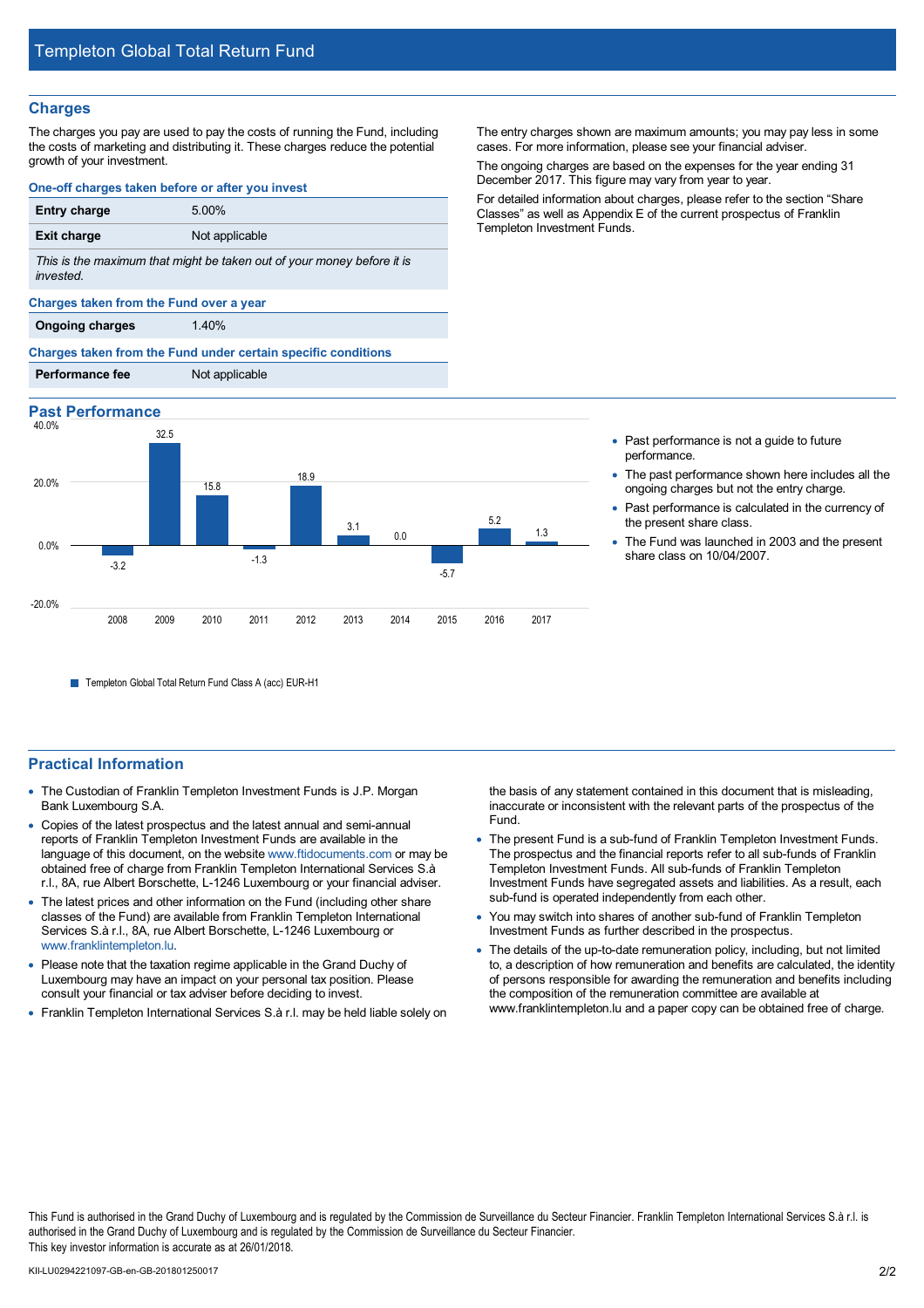# Templeton Global Total Return Fund

## Charges

The charges you pay are used to pay the costs of running the Fund, including the costs of marketing and distributing it. These charges reduce the potential growth of your investment.

**One-off charges taken before or after you invest**

| | |
|---|---|
| **Entry charge** | 5.00% |
| **Exit charge** | Not applicable |

*This is the maximum that might be taken out of your money before it is invested.*

**Charges taken from the Fund over a year**

| | |
|---|---|
| **Ongoing charges** | 1.40% |

**Charges taken from the Fund under certain specific conditions**

| | |
|---|---|
| **Performance fee** | Not applicable |

The entry charges shown are maximum amounts; you may pay less in some cases. For more information, please see your financial adviser.

The ongoing charges are based on the expenses for the year ending 31 December 2017. This figure may vary from year to year.

For detailed information about charges, please refer to the section "Share Classes" as well as Appendix E of the current prospectus of Franklin Templeton Investment Funds.

## Past Performance

40.0%
20.0%
0.0%
-20.0%

2008: -3.2
2009: 32.5
2010: 15.8
2011: -1.3
2012: 18.9
2013: 3.1
2014: 0.0
2015: -5.7
2016: 5.2
2017: 1.3

Templeton Global Total Return Fund Class A (acc) EUR-H1

- Past performance is not a guide to future performance.
- The past performance shown here includes all the ongoing charges but not the entry charge.
- Past performance is calculated in the currency of the present share class.
- The Fund was launched in 2003 and the present share class on 10/04/2007.

## Practical Information

- The Custodian of Franklin Templeton Investment Funds is J.P. Morgan Bank Luxembourg S.A.
- Copies of the latest prospectus and the latest annual and semi-annual reports of Franklin Templeton Investment Funds are available in the language of this document, on the website www.ftidocuments.com or may be obtained free of charge from Franklin Templeton International Services S.à r.l., 8A, rue Albert Borschette, L-1246 Luxembourg or your financial adviser.
- The latest prices and other information on the Fund (including other share classes of the Fund) are available from Franklin Templeton International Services S.à r.l., 8A, rue Albert Borschette, L-1246 Luxembourg or www.franklintempleton.lu.
- Please note that the taxation regime applicable in the Grand Duchy of Luxembourg may have an impact on your personal tax position. Please consult your financial or tax adviser before deciding to invest.
- Franklin Templeton International Services S.à r.l. may be held liable solely on the basis of any statement contained in this document that is misleading, inaccurate or inconsistent with the relevant parts of the prospectus of the Fund.
- The present Fund is a sub-fund of Franklin Templeton Investment Funds. The prospectus and the financial reports refer to all sub-funds of Franklin Templeton Investment Funds. All sub-funds of Franklin Templeton Investment Funds have segregated assets and liabilities. As a result, each sub-fund is operated independently from each other.
- You may switch into shares of another sub-fund of Franklin Templeton Investment Funds as further described in the prospectus.
- The details of the up-to-date remuneration policy, including, but not limited to, a description of how remuneration and benefits are calculated, the identity of persons responsible for awarding the remuneration and benefits including the composition of the remuneration committee are available at www.franklintempleton.lu and a paper copy can be obtained free of charge.

This Fund is authorised in the Grand Duchy of Luxembourg and is regulated by the Commission de Surveillance du Secteur Financier. Franklin Templeton International Services S.à r.l. is authorised in the Grand Duchy of Luxembourg and is regulated by the Commission de Surveillance du Secteur Financier.
This key investor information is accurate as at 26/01/2018.

KII-LU0294221097-GB-en-GB-201801250017